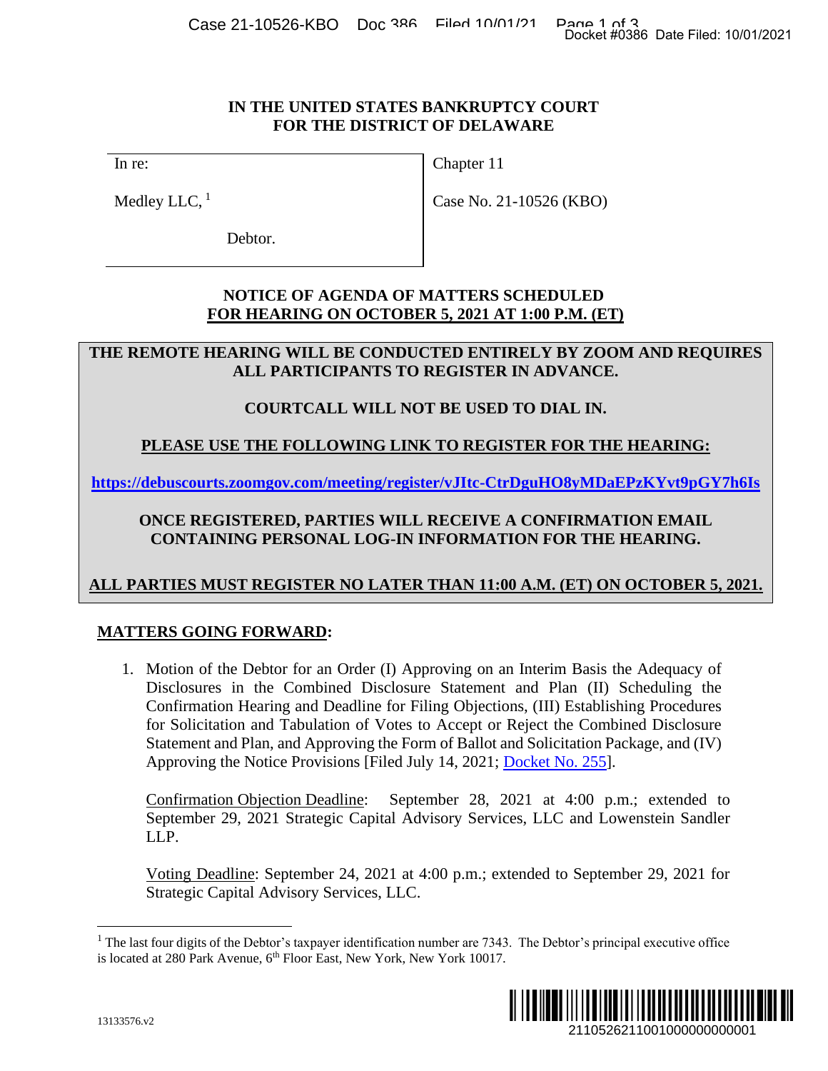**IN THE UNITED STATES BANKRUPTCY COURT**
**FOR THE DISTRICT OF DELAWARE**

| In re: | Chapter 11 |
|---|---|
| Medley LLC, [1] | Case No. 21-10526 (KBO) |
| Debtor. | |

**NOTICE OF AGENDA OF MATTERS SCHEDULED**
**FOR HEARING ON OCTOBER 5, 2021 AT 1:00 P.M. (ET)**

**THE REMOTE HEARING WILL BE CONDUCTED ENTIRELY BY ZOOM AND REQUIRES ALL PARTICIPANTS TO REGISTER IN ADVANCE.**

**COURTCALL WILL NOT BE USED TO DIAL IN.**

**PLEASE USE THE FOLLOWING LINK TO REGISTER FOR THE HEARING:**

**https://debuscourts.zoomgov.com/meeting/register/vJItc-CtrDguHO8yMDaEPzKYvt9pGY7h6Is**

**ONCE REGISTERED, PARTIES WILL RECEIVE A CONFIRMATION EMAIL CONTAINING PERSONAL LOG-IN INFORMATION FOR THE HEARING.**

**ALL PARTIES MUST REGISTER NO LATER THAN 11:00 A.M. (ET) ON OCTOBER 5, 2021.**

**MATTERS GOING FORWARD:**

1. Motion of the Debtor for an Order (I) Approving on an Interim Basis the Adequacy of Disclosures in the Combined Disclosure Statement and Plan (II) Scheduling the Confirmation Hearing and Deadline for Filing Objections, (III) Establishing Procedures for Solicitation and Tabulation of Votes to Accept or Reject the Combined Disclosure Statement and Plan, and Approving the Form of Ballot and Solicitation Package, and (IV) Approving the Notice Provisions [Filed July 14, 2021; Docket No. 255].

   Confirmation Objection Deadline: September 28, 2021 at 4:00 p.m.; extended to September 29, 2021 Strategic Capital Advisory Services, LLC and Lowenstein Sandler LLP.

   Voting Deadline: September 24, 2021 at 4:00 p.m.; extended to September 29, 2021 for Strategic Capital Advisory Services, LLC.

[1] The last four digits of the Debtor's taxpayer identification number are 7343. The Debtor's principal executive office is located at 280 Park Avenue, 6th Floor East, New York, New York 10017.

13133576.v2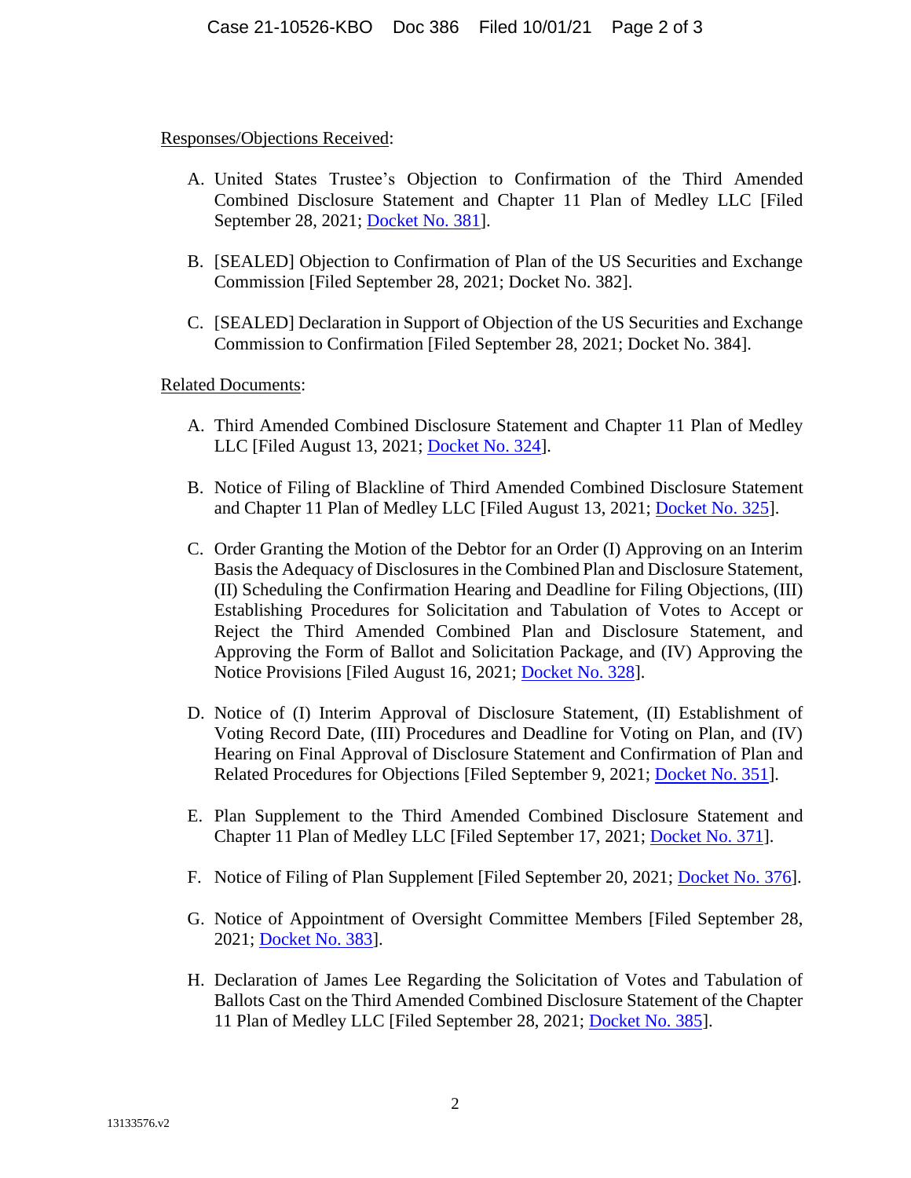Responses/Objections Received:

A. United States Trustee's Objection to Confirmation of the Third Amended Combined Disclosure Statement and Chapter 11 Plan of Medley LLC [Filed September 28, 2021; Docket No. 381].

B. [SEALED] Objection to Confirmation of Plan of the US Securities and Exchange Commission [Filed September 28, 2021; Docket No. 382].

C. [SEALED] Declaration in Support of Objection of the US Securities and Exchange Commission to Confirmation [Filed September 28, 2021; Docket No. 384].

Related Documents:

A. Third Amended Combined Disclosure Statement and Chapter 11 Plan of Medley LLC [Filed August 13, 2021; Docket No. 324].

B. Notice of Filing of Blackline of Third Amended Combined Disclosure Statement and Chapter 11 Plan of Medley LLC [Filed August 13, 2021; Docket No. 325].

C. Order Granting the Motion of the Debtor for an Order (I) Approving on an Interim Basis the Adequacy of Disclosures in the Combined Plan and Disclosure Statement, (II) Scheduling the Confirmation Hearing and Deadline for Filing Objections, (III) Establishing Procedures for Solicitation and Tabulation of Votes to Accept or Reject the Third Amended Combined Plan and Disclosure Statement, and Approving the Form of Ballot and Solicitation Package, and (IV) Approving the Notice Provisions [Filed August 16, 2021; Docket No. 328].

D. Notice of (I) Interim Approval of Disclosure Statement, (II) Establishment of Voting Record Date, (III) Procedures and Deadline for Voting on Plan, and (IV) Hearing on Final Approval of Disclosure Statement and Confirmation of Plan and Related Procedures for Objections [Filed September 9, 2021; Docket No. 351].

E. Plan Supplement to the Third Amended Combined Disclosure Statement and Chapter 11 Plan of Medley LLC [Filed September 17, 2021; Docket No. 371].

F. Notice of Filing of Plan Supplement [Filed September 20, 2021; Docket No. 376].

G. Notice of Appointment of Oversight Committee Members [Filed September 28, 2021; Docket No. 383].

H. Declaration of James Lee Regarding the Solicitation of Votes and Tabulation of Ballots Cast on the Third Amended Combined Disclosure Statement of the Chapter 11 Plan of Medley LLC [Filed September 28, 2021; Docket No. 385].

13133576.v2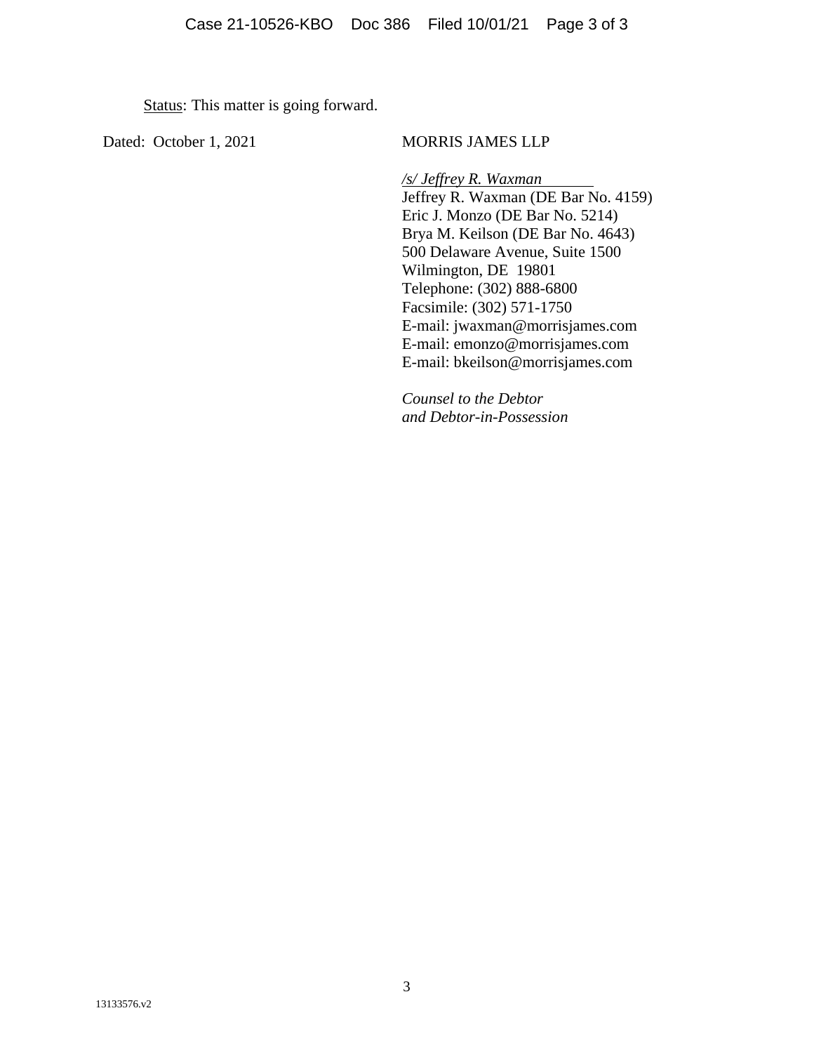Status: This matter is going forward.

Dated: October 1, 2021

MORRIS JAMES LLP

*/s/ Jeffrey R. Waxman*
Jeffrey R. Waxman (DE Bar No. 4159)
Eric J. Monzo (DE Bar No. 5214)
Brya M. Keilson (DE Bar No. 4643)
500 Delaware Avenue, Suite 1500
Wilmington, DE 19801
Telephone: (302) 888-6800
Facsimile: (302) 571-1750
E-mail: jwaxman@morrisjames.com
E-mail: emonzo@morrisjames.com
E-mail: bkeilson@morrisjames.com

*Counsel to the Debtor*
*and Debtor-in-Possession*

13133576.v2